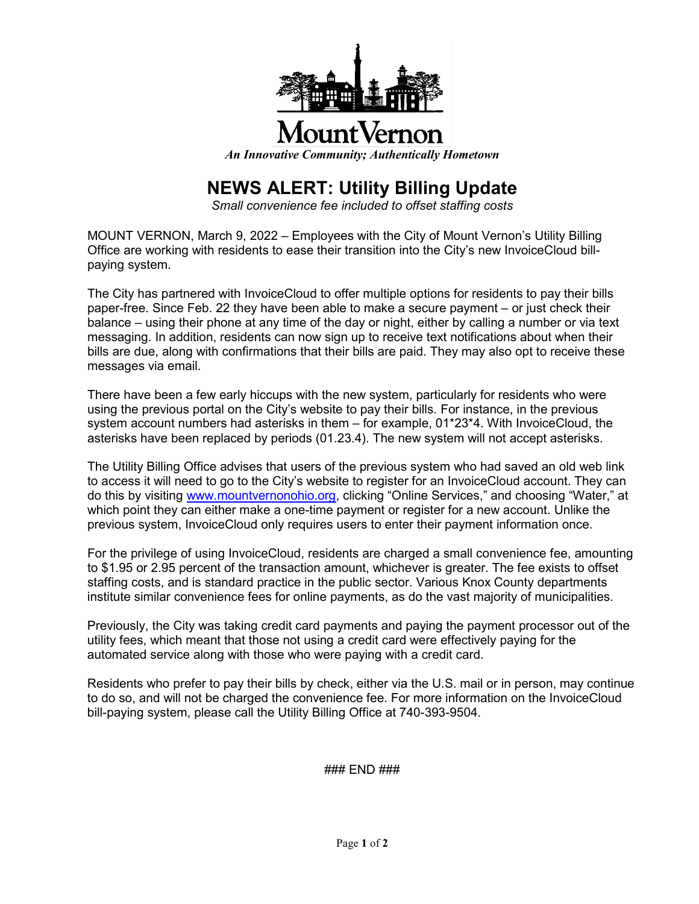Mount Vernon

*An Innovative Community; Authentically Hometown*

# NEWS ALERT: Utility Billing Update

*Small convenience fee included to offset staffing costs*

MOUNT VERNON, March 9, 2022 – Employees with the City of Mount Vernon's Utility Billing Office are working with residents to ease their transition into the City's new InvoiceCloud bill-paying system.

The City has partnered with InvoiceCloud to offer multiple options for residents to pay their bills paper-free. Since Feb. 22 they have been able to make a secure payment – or just check their balance – using their phone at any time of the day or night, either by calling a number or via text messaging. In addition, residents can now sign up to receive text notifications about when their bills are due, along with confirmations that their bills are paid. They may also opt to receive these messages via email.

There have been a few early hiccups with the new system, particularly for residents who were using the previous portal on the City's website to pay their bills. For instance, in the previous system account numbers had asterisks in them – for example, 01*23*4. With InvoiceCloud, the asterisks have been replaced by periods (01.23.4). The new system will not accept asterisks.

The Utility Billing Office advises that users of the previous system who had saved an old web link to access it will need to go to the City's website to register for an InvoiceCloud account. They can do this by visiting [www.mountvernonohio.org](http://www.mountvernonohio.org), clicking "Online Services," and choosing "Water," at which point they can either make a one-time payment or register for a new account. Unlike the previous system, InvoiceCloud only requires users to enter their payment information once.

For the privilege of using InvoiceCloud, residents are charged a small convenience fee, amounting to $1.95 or 2.95 percent of the transaction amount, whichever is greater. The fee exists to offset staffing costs, and is standard practice in the public sector. Various Knox County departments institute similar convenience fees for online payments, as do the vast majority of municipalities.

Previously, the City was taking credit card payments and paying the payment processor out of the utility fees, which meant that those not using a credit card were effectively paying for the automated service along with those who were paying with a credit card.

Residents who prefer to pay their bills by check, either via the U.S. mail or in person, may continue to do so, and will not be charged the convenience fee. For more information on the InvoiceCloud bill-paying system, please call the Utility Billing Office at 740-393-9504.

### END ###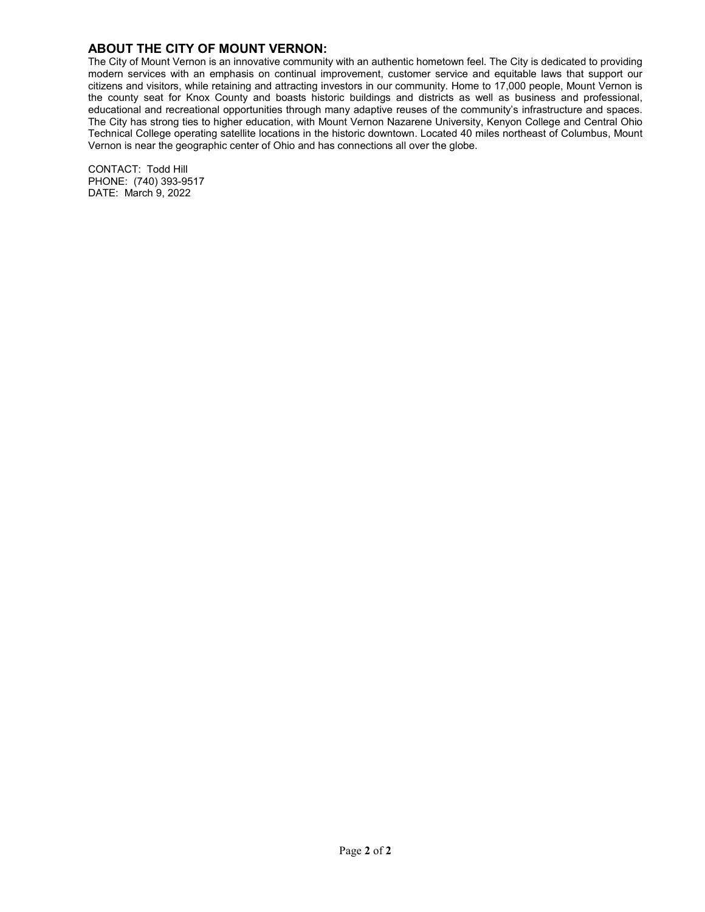## ABOUT THE CITY OF MOUNT VERNON:

The City of Mount Vernon is an innovative community with an authentic hometown feel. The City is dedicated to providing modern services with an emphasis on continual improvement, customer service and equitable laws that support our citizens and visitors, while retaining and attracting investors in our community. Home to 17,000 people, Mount Vernon is the county seat for Knox County and boasts historic buildings and districts as well as business and professional, educational and recreational opportunities through many adaptive reuses of the community's infrastructure and spaces. The City has strong ties to higher education, with Mount Vernon Nazarene University, Kenyon College and Central Ohio Technical College operating satellite locations in the historic downtown. Located 40 miles northeast of Columbus, Mount Vernon is near the geographic center of Ohio and has connections all over the globe.

CONTACT: Todd Hill
PHONE: (740) 393-9517
DATE: March 9, 2022